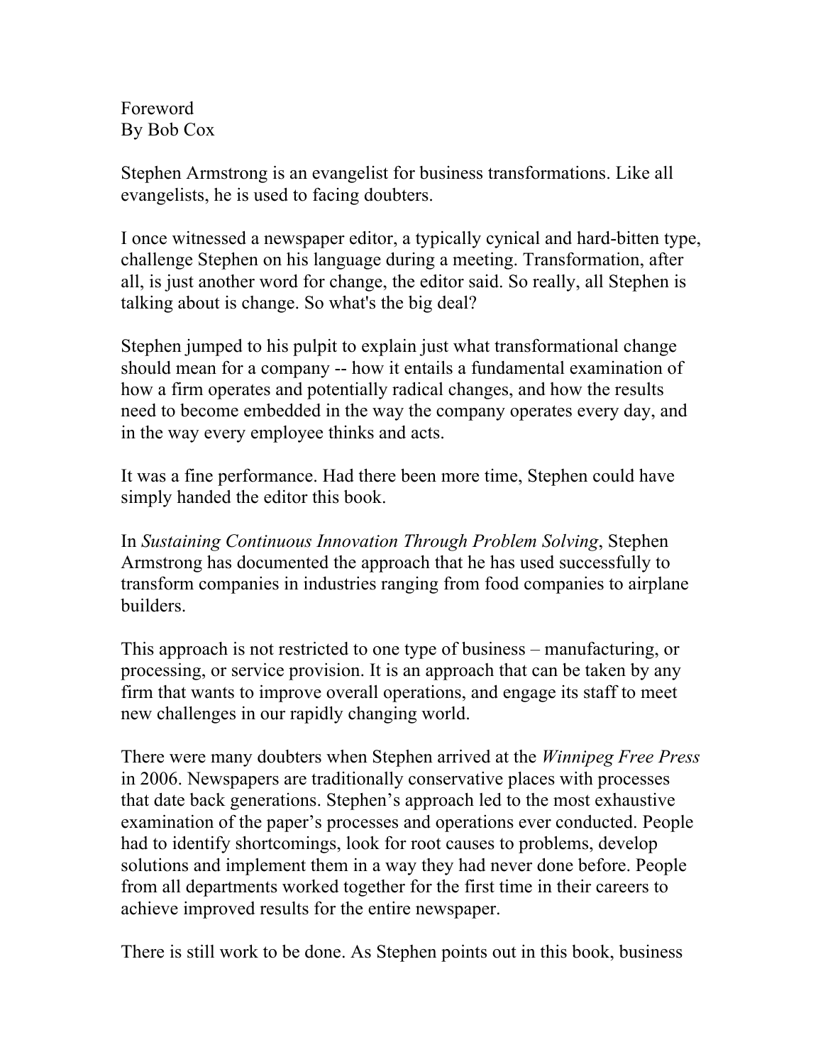# Foreword

By Bob Cox

Stephen Armstrong is an evangelist for business transformations. Like all evangelists, he is used to facing doubters.

I once witnessed a newspaper editor, a typically cynical and hard-bitten type, challenge Stephen on his language during a meeting. Transformation, after all, is just another word for change, the editor said. So really, all Stephen is talking about is change. So what's the big deal?

Stephen jumped to his pulpit to explain just what transformational change should mean for a company -- how it entails a fundamental examination of how a firm operates and potentially radical changes, and how the results need to become embedded in the way the company operates every day, and in the way every employee thinks and acts.

It was a fine performance. Had there been more time, Stephen could have simply handed the editor this book.

In *Sustaining Continuous Innovation Through Problem Solving*, Stephen Armstrong has documented the approach that he has used successfully to transform companies in industries ranging from food companies to airplane builders.

This approach is not restricted to one type of business – manufacturing, or processing, or service provision. It is an approach that can be taken by any firm that wants to improve overall operations, and engage its staff to meet new challenges in our rapidly changing world.

There were many doubters when Stephen arrived at the *Winnipeg Free Press* in 2006. Newspapers are traditionally conservative places with processes that date back generations. Stephen's approach led to the most exhaustive examination of the paper's processes and operations ever conducted. People had to identify shortcomings, look for root causes to problems, develop solutions and implement them in a way they had never done before. People from all departments worked together for the first time in their careers to achieve improved results for the entire newspaper.

There is still work to be done. As Stephen points out in this book, business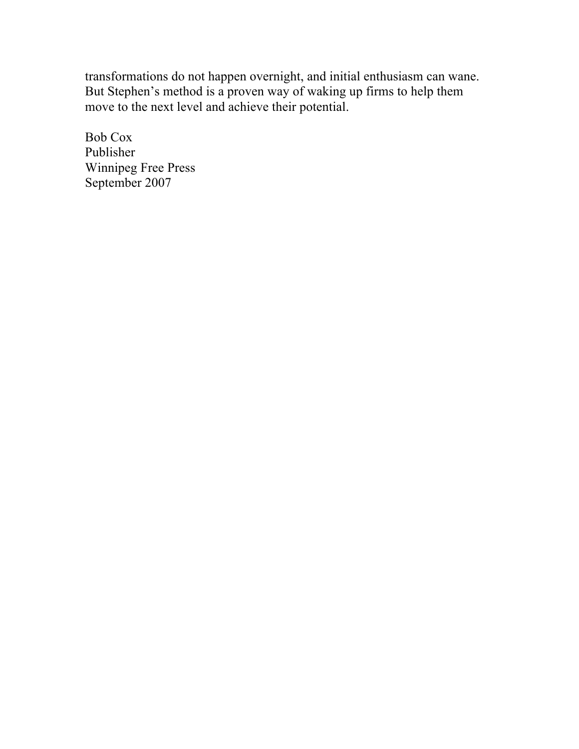transformations do not happen overnight, and initial enthusiasm can wane. But Stephen's method is a proven way of waking up firms to help them move to the next level and achieve their potential.

Bob Cox  
Publisher  
Winnipeg Free Press  
September 2007